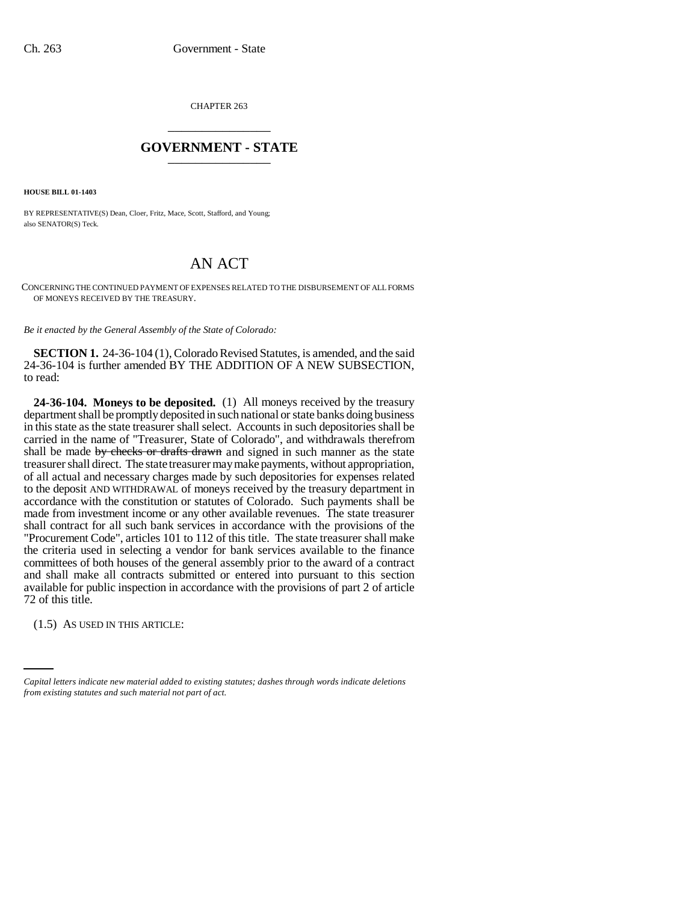CHAPTER 263

# GOVERNMENT - STATE

**HOUSE BILL 01-1403**

BY REPRESENTATIVE(S) Dean, Cloer, Fritz, Mace, Scott, Stafford, and Young;
also SENATOR(S) Teck.

# AN ACT

CONCERNING THE CONTINUED PAYMENT OF EXPENSES RELATED TO THE DISBURSEMENT OF ALL FORMS OF MONEYS RECEIVED BY THE TREASURY.

*Be it enacted by the General Assembly of the State of Colorado:*

**SECTION 1.** 24-36-104 (1), Colorado Revised Statutes, is amended, and the said 24-36-104 is further amended BY THE ADDITION OF A NEW SUBSECTION, to read:

**24-36-104. Moneys to be deposited.** (1) All moneys received by the treasury department shall be promptly deposited in such national or state banks doing business in this state as the state treasurer shall select. Accounts in such depositories shall be carried in the name of "Treasurer, State of Colorado", and withdrawals therefrom shall be made ~~by checks or drafts drawn~~ and signed in such manner as the state treasurer shall direct. The state treasurer may make payments, without appropriation, of all actual and necessary charges made by such depositories for expenses related to the deposit AND WITHDRAWAL of moneys received by the treasury department in accordance with the constitution or statutes of Colorado. Such payments shall be made from investment income or any other available revenues. The state treasurer shall contract for all such bank services in accordance with the provisions of the "Procurement Code", articles 101 to 112 of this title. The state treasurer shall make the criteria used in selecting a vendor for bank services available to the finance committees of both houses of the general assembly prior to the award of a contract and shall make all contracts submitted or entered into pursuant to this section available for public inspection in accordance with the provisions of part 2 of article 72 of this title.

(1.5) AS USED IN THIS ARTICLE:

*Capital letters indicate new material added to existing statutes; dashes through words indicate deletions from existing statutes and such material not part of act.*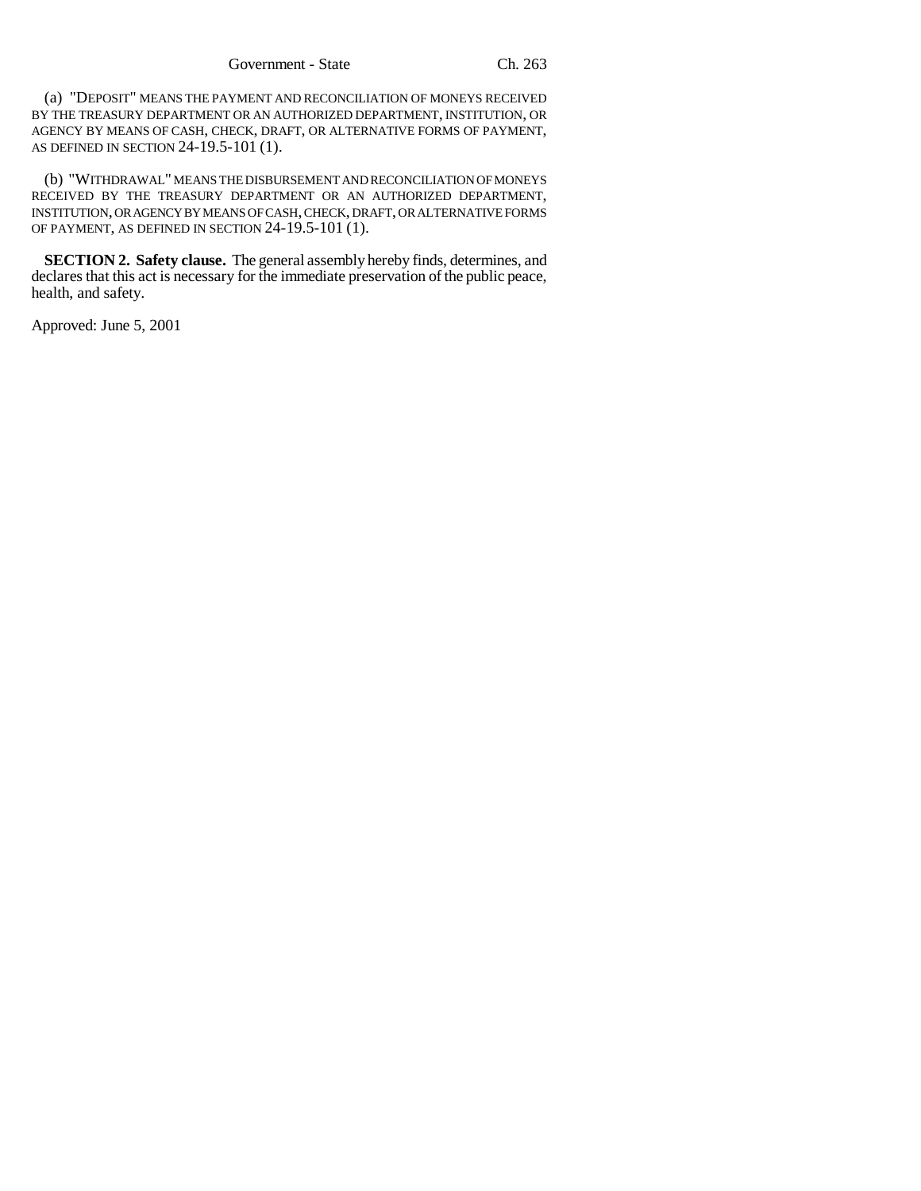(a) "DEPOSIT" MEANS THE PAYMENT AND RECONCILIATION OF MONEYS RECEIVED BY THE TREASURY DEPARTMENT OR AN AUTHORIZED DEPARTMENT, INSTITUTION, OR AGENCY BY MEANS OF CASH, CHECK, DRAFT, OR ALTERNATIVE FORMS OF PAYMENT, AS DEFINED IN SECTION 24-19.5-101 (1).

(b) "WITHDRAWAL" MEANS THE DISBURSEMENT AND RECONCILIATION OF MONEYS RECEIVED BY THE TREASURY DEPARTMENT OR AN AUTHORIZED DEPARTMENT, INSTITUTION, OR AGENCY BY MEANS OF CASH, CHECK, DRAFT, OR ALTERNATIVE FORMS OF PAYMENT, AS DEFINED IN SECTION 24-19.5-101 (1).

**SECTION 2. Safety clause.** The general assembly hereby finds, determines, and declares that this act is necessary for the immediate preservation of the public peace, health, and safety.

Approved: June 5, 2001